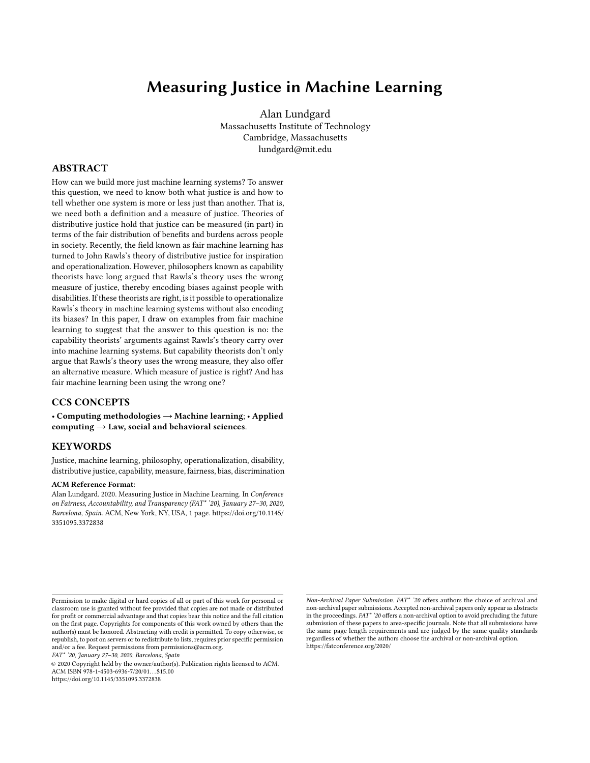# Measuring Justice in Machine Learning

Alan Lundgard
Massachusetts Institute of Technology
Cambridge, Massachusetts
lundgard@mit.edu

## ABSTRACT

How can we build more just machine learning systems? To answer this question, we need to know both what justice is and how to tell whether one system is more or less just than another. That is, we need both a definition and a measure of justice. Theories of distributive justice hold that justice can be measured (in part) in terms of the fair distribution of benefits and burdens across people in society. Recently, the field known as fair machine learning has turned to John Rawls's theory of distributive justice for inspiration and operationalization. However, philosophers known as capability theorists have long argued that Rawls's theory uses the wrong measure of justice, thereby encoding biases against people with disabilities. If these theorists are right, is it possible to operationalize Rawls's theory in machine learning systems without also encoding its biases? In this paper, I draw on examples from fair machine learning to suggest that the answer to this question is no: the capability theorists' arguments against Rawls's theory carry over into machine learning systems. But capability theorists don't only argue that Rawls's theory uses the wrong measure, they also offer an alternative measure. Which measure of justice is right? And has fair machine learning been using the wrong one?

## CCS CONCEPTS

• **Computing methodologies → Machine learning**; • **Applied computing → Law, social and behavioral sciences**.

## KEYWORDS

Justice, machine learning, philosophy, operationalization, disability, distributive justice, capability, measure, fairness, bias, discrimination

**ACM Reference Format:**
Alan Lundgard. 2020. Measuring Justice in Machine Learning. In *Conference on Fairness, Accountability, and Transparency (FAT* '20), January 27–30, 2020, Barcelona, Spain.* ACM, New York, NY, USA, 1 page. https://doi.org/10.1145/3351095.3372838

Permission to make digital or hard copies of all or part of this work for personal or classroom use is granted without fee provided that copies are not made or distributed for profit or commercial advantage and that copies bear this notice and the full citation on the first page. Copyrights for components of this work owned by others than the author(s) must be honored. Abstracting with credit is permitted. To copy otherwise, or republish, to post on servers or to redistribute to lists, requires prior specific permission and/or a fee. Request permissions from permissions@acm.org.
*FAT* '20, January 27–30, 2020, Barcelona, Spain*
© 2020 Copyright held by the owner/author(s). Publication rights licensed to ACM.
ACM ISBN 978-1-4503-6936-7/20/01...$15.00
https://doi.org/10.1145/3351095.3372838

*Non-Archival Paper Submission. FAT* '20* offers authors the choice of archival and non-archival paper submissions. Accepted non-archival papers only appear as abstracts in the proceedings. *FAT* '20* offers a non-archival option to avoid precluding the future submission of these papers to area-specific journals. Note that all submissions have the same page length requirements and are judged by the same quality standards regardless of whether the authors choose the archival or non-archival option. https://fatconference.org/2020/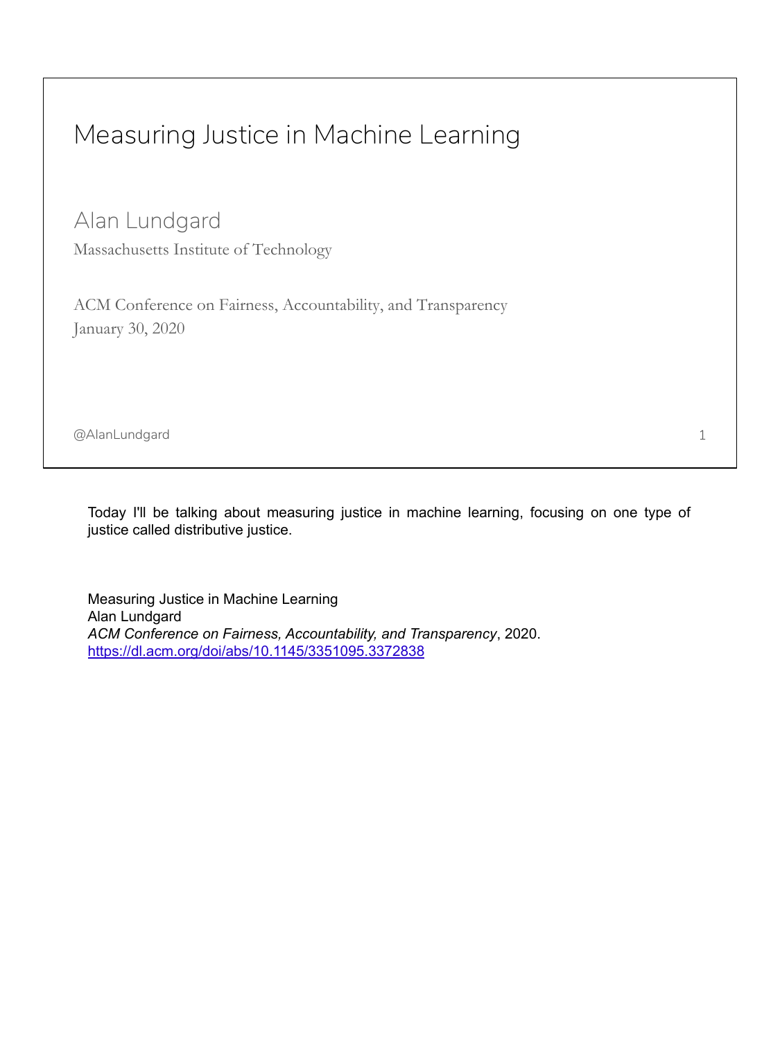# Measuring Justice in Machine Learning

Alan Lundgard

Massachusetts Institute of Technology

ACM Conference on Fairness, Accountability, and Transparency

January 30, 2020

@AlanLundgard

Today I'll be talking about measuring justice in machine learning, focusing on one type of justice called distributive justice.

Measuring Justice in Machine Learning
Alan Lundgard
*ACM Conference on Fairness, Accountability, and Transparency*, 2020.
https://dl.acm.org/doi/abs/10.1145/3351095.3372838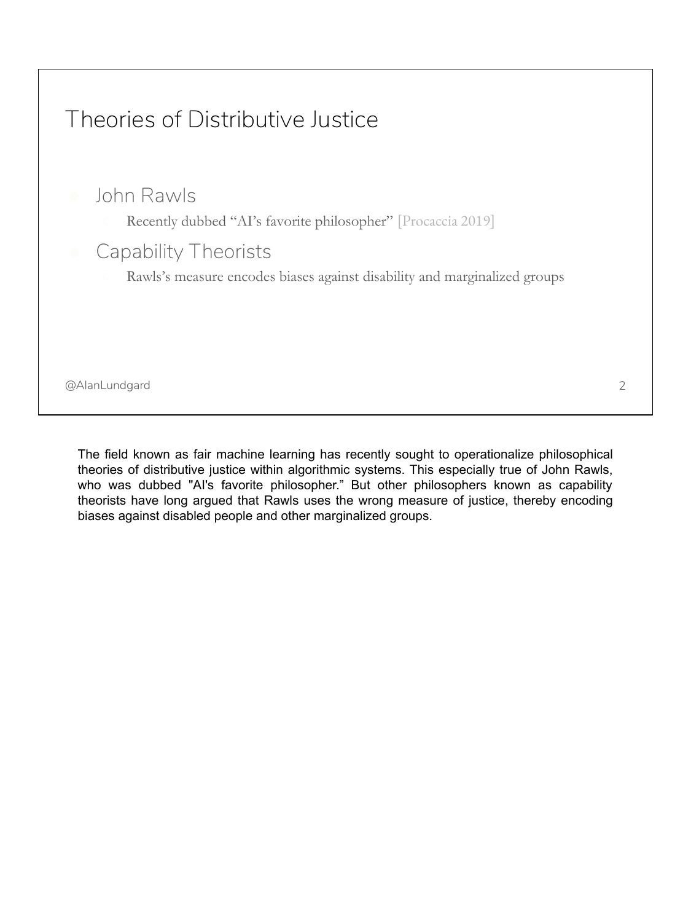## Theories of Distributive Justice

- John Rawls
  - Recently dubbed "AI's favorite philosopher" [Procaccia 2019]
- Capability Theorists
  - Rawls's measure encodes biases against disability and marginalized groups

@AlanLundgard

The field known as fair machine learning has recently sought to operationalize philosophical theories of distributive justice within algorithmic systems. This especially true of John Rawls, who was dubbed "AI's favorite philosopher." But other philosophers known as capability theorists have long argued that Rawls uses the wrong measure of justice, thereby encoding biases against disabled people and other marginalized groups.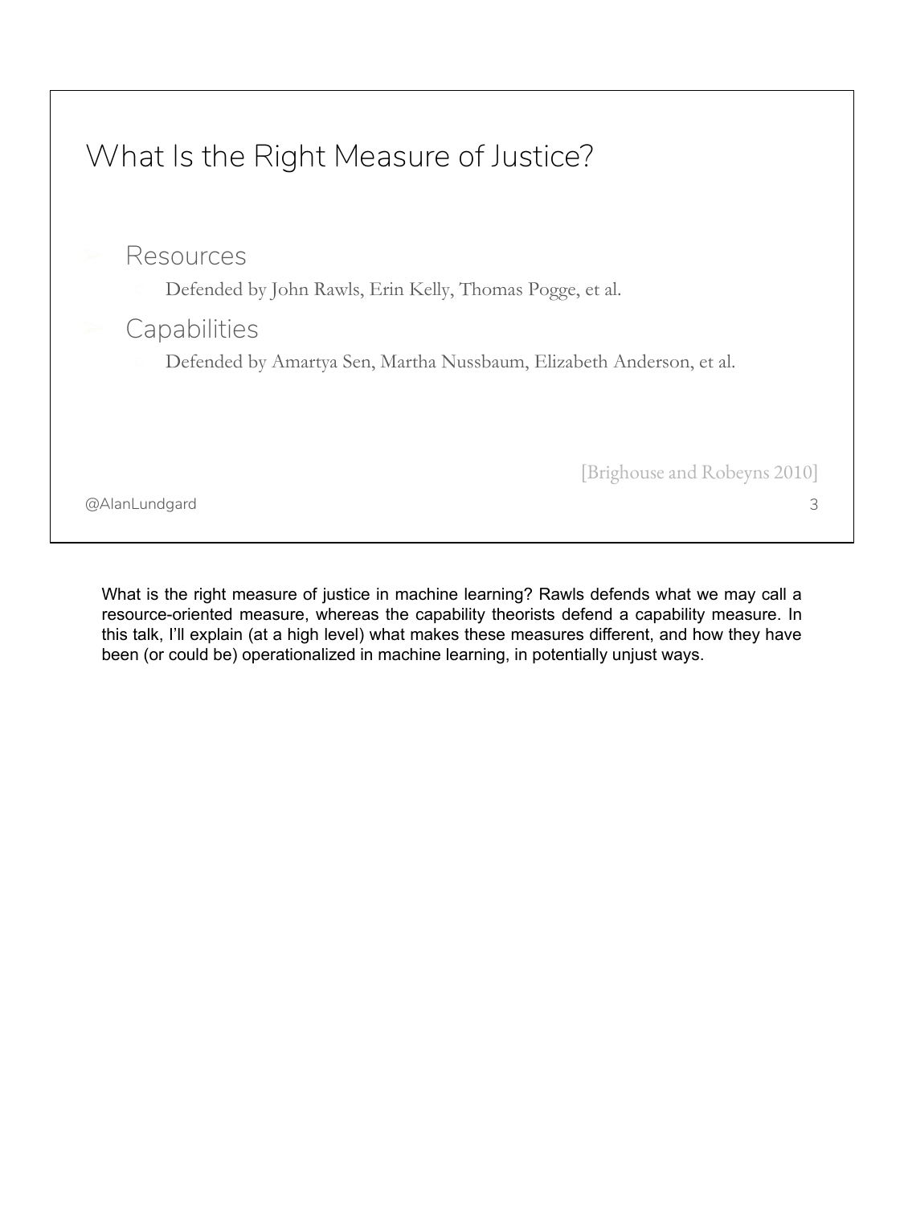# What Is the Right Measure of Justice?

- Resources
  - Defended by John Rawls, Erin Kelly, Thomas Pogge, et al.
- Capabilities
  - Defended by Amartya Sen, Martha Nussbaum, Elizabeth Anderson, et al.

[Brighouse and Robeyns 2010]

@AlanLundgard

What is the right measure of justice in machine learning? Rawls defends what we may call a resource-oriented measure, whereas the capability theorists defend a capability measure. In this talk, I'll explain (at a high level) what makes these measures different, and how they have been (or could be) operationalized in machine learning, in potentially unjust ways.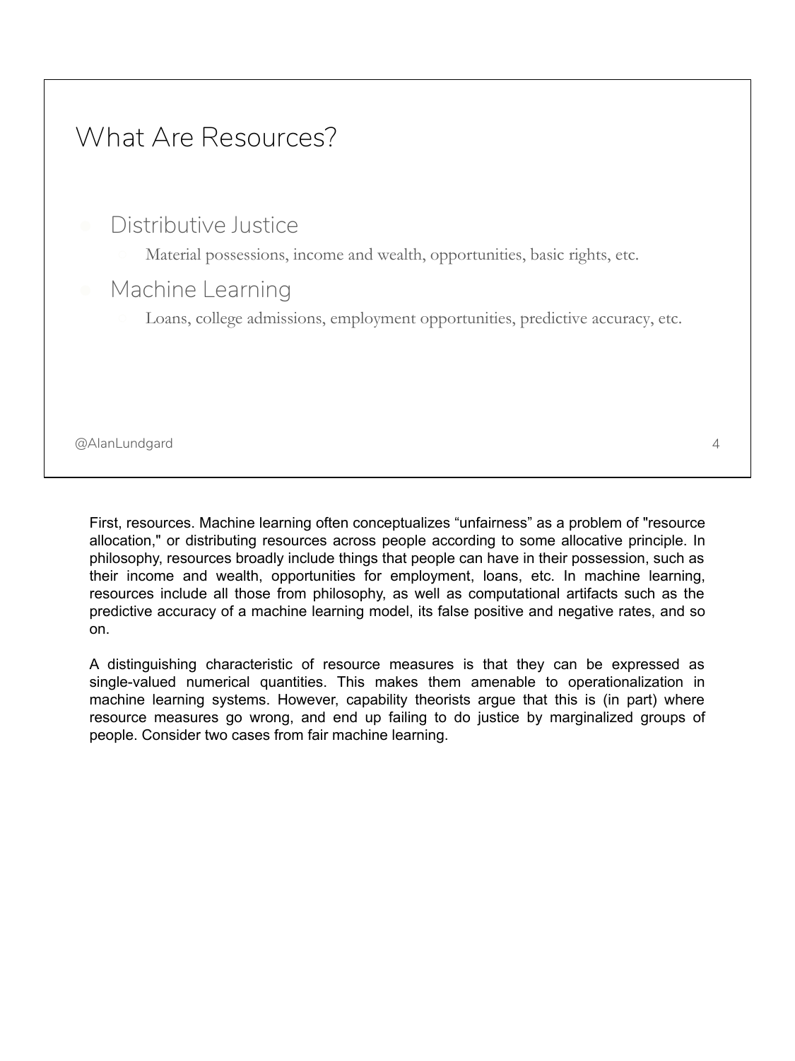## What Are Resources?

- Distributive Justice
  - Material possessions, income and wealth, opportunities, basic rights, etc.
- Machine Learning
  - Loans, college admissions, employment opportunities, predictive accuracy, etc.

@AlanLundgard

First, resources. Machine learning often conceptualizes "unfairness" as a problem of "resource allocation," or distributing resources across people according to some allocative principle. In philosophy, resources broadly include things that people can have in their possession, such as their income and wealth, opportunities for employment, loans, etc. In machine learning, resources include all those from philosophy, as well as computational artifacts such as the predictive accuracy of a machine learning model, its false positive and negative rates, and so on.

A distinguishing characteristic of resource measures is that they can be expressed as single-valued numerical quantities. This makes them amenable to operationalization in machine learning systems. However, capability theorists argue that this is (in part) where resource measures go wrong, and end up failing to do justice by marginalized groups of people. Consider two cases from fair machine learning.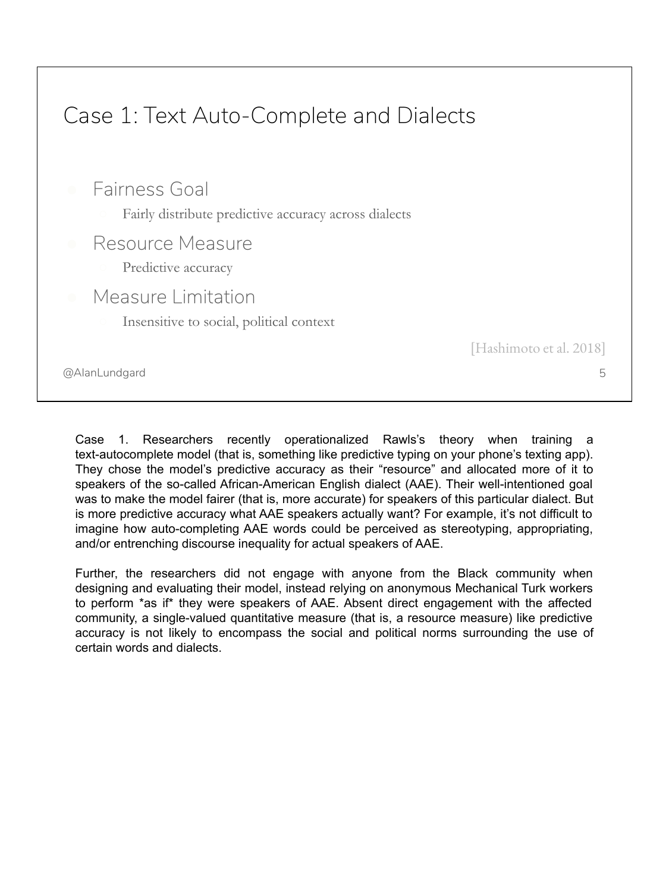## Case 1: Text Auto-Complete and Dialects

- Fairness Goal
  - Fairly distribute predictive accuracy across dialects
- Resource Measure
  - Predictive accuracy
- Measure Limitation
  - Insensitive to social, political context

[Hashimoto et al. 2018]

@AlanLundgard

Case 1. Researchers recently operationalized Rawls's theory when training a text-autocomplete model (that is, something like predictive typing on your phone's texting app). They chose the model's predictive accuracy as their "resource" and allocated more of it to speakers of the so-called African-American English dialect (AAE). Their well-intentioned goal was to make the model fairer (that is, more accurate) for speakers of this particular dialect. But is more predictive accuracy what AAE speakers actually want? For example, it's not difficult to imagine how auto-completing AAE words could be perceived as stereotyping, appropriating, and/or entrenching discourse inequality for actual speakers of AAE.

Further, the researchers did not engage with anyone from the Black community when designing and evaluating their model, instead relying on anonymous Mechanical Turk workers to perform \*as if\* they were speakers of AAE. Absent direct engagement with the affected community, a single-valued quantitative measure (that is, a resource measure) like predictive accuracy is not likely to encompass the social and political norms surrounding the use of certain words and dialects.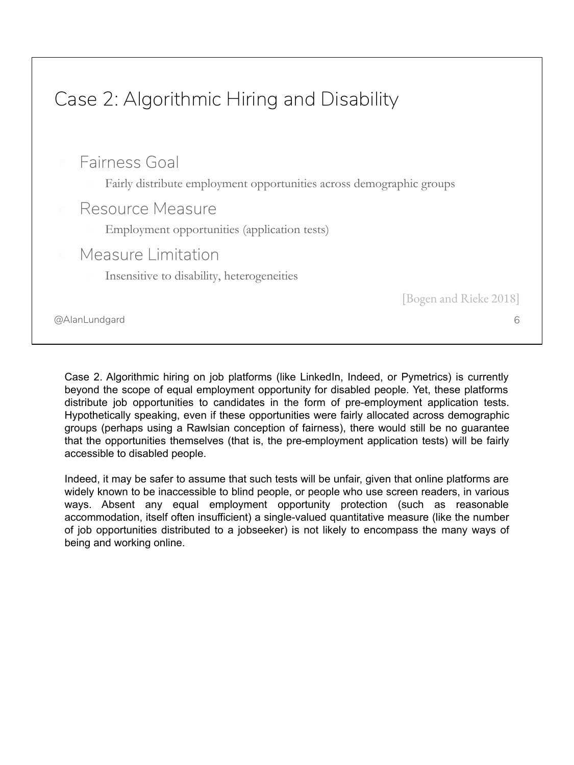## Case 2: Algorithmic Hiring and Disability

- Fairness Goal
  - Fairly distribute employment opportunities across demographic groups
- Resource Measure
  - Employment opportunities (application tests)
- Measure Limitation
  - Insensitive to disability, heterogeneities

[Bogen and Rieke 2018]

@AlanLundgard

Case 2. Algorithmic hiring on job platforms (like LinkedIn, Indeed, or Pymetrics) is currently beyond the scope of equal employment opportunity for disabled people. Yet, these platforms distribute job opportunities to candidates in the form of pre-employment application tests. Hypothetically speaking, even if these opportunities were fairly allocated across demographic groups (perhaps using a Rawlsian conception of fairness), there would still be no guarantee that the opportunities themselves (that is, the pre-employment application tests) will be fairly accessible to disabled people.

Indeed, it may be safer to assume that such tests will be unfair, given that online platforms are widely known to be inaccessible to blind people, or people who use screen readers, in various ways. Absent any equal employment opportunity protection (such as reasonable accommodation, itself often insufficient) a single-valued quantitative measure (like the number of job opportunities distributed to a jobseeker) is not likely to encompass the many ways of being and working online.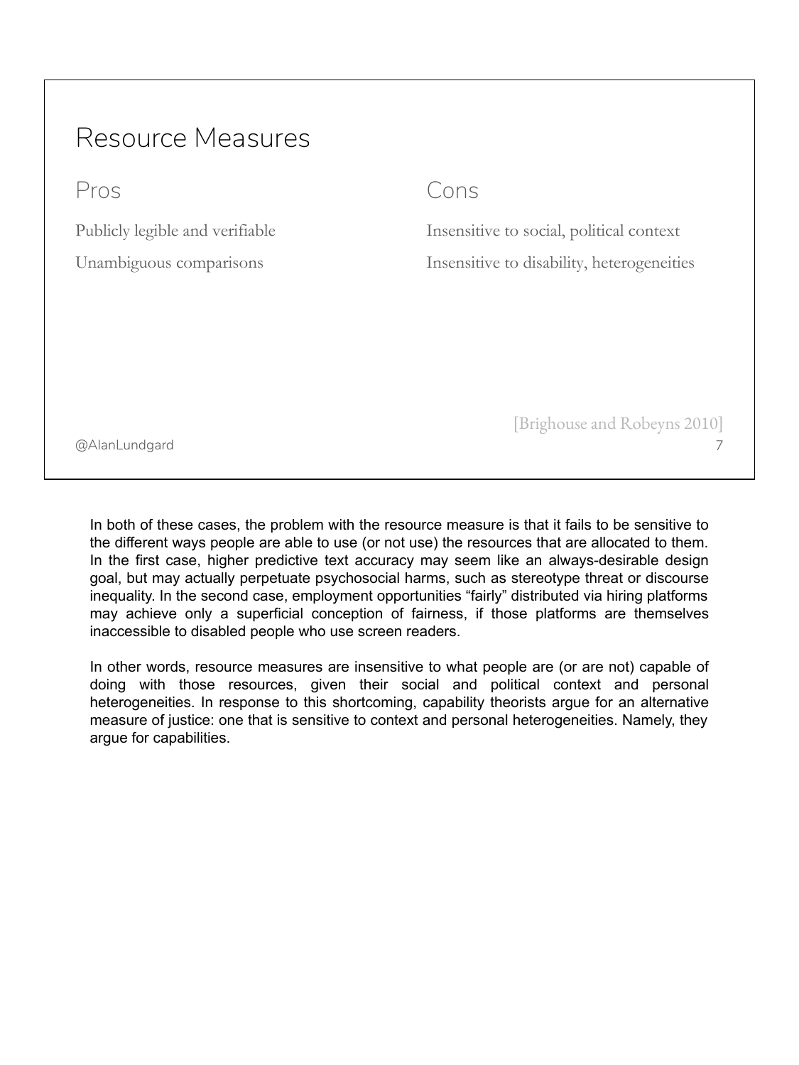## Resource Measures

**Pros**

Publicly legible and verifiable

Unambiguous comparisons

**Cons**

Insensitive to social, political context

Insensitive to disability, heterogeneities

[Brighouse and Robeyns 2010]

@AlanLundgard

In both of these cases, the problem with the resource measure is that it fails to be sensitive to the different ways people are able to use (or not use) the resources that are allocated to them. In the first case, higher predictive text accuracy may seem like an always-desirable design goal, but may actually perpetuate psychosocial harms, such as stereotype threat or discourse inequality. In the second case, employment opportunities "fairly" distributed via hiring platforms may achieve only a superficial conception of fairness, if those platforms are themselves inaccessible to disabled people who use screen readers.

In other words, resource measures are insensitive to what people are (or are not) capable of doing with those resources, given their social and political context and personal heterogeneities. In response to this shortcoming, capability theorists argue for an alternative measure of justice: one that is sensitive to context and personal heterogeneities. Namely, they argue for capabilities.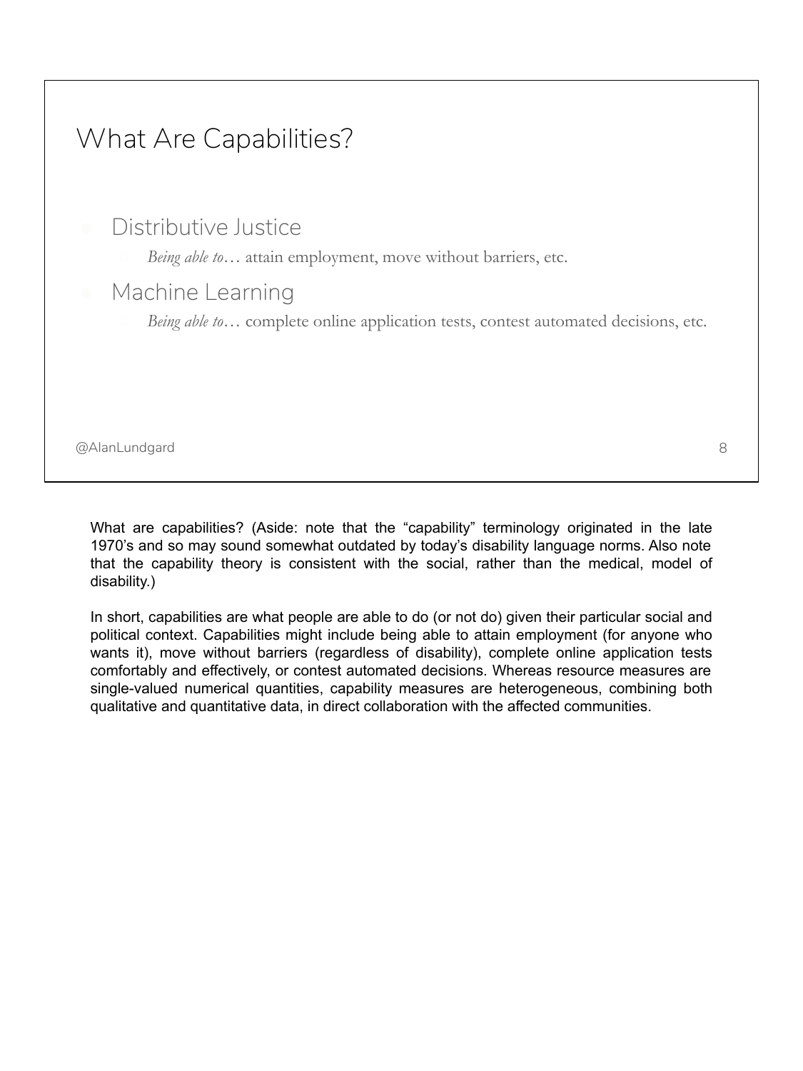## What Are Capabilities?

- Distributive Justice
  - *Being able to*… attain employment, move without barriers, etc.
- Machine Learning
  - *Being able to*… complete online application tests, contest automated decisions, etc.

@AlanLundgard

What are capabilities? (Aside: note that the "capability" terminology originated in the late 1970's and so may sound somewhat outdated by today's disability language norms. Also note that the capability theory is consistent with the social, rather than the medical, model of disability.)

In short, capabilities are what people are able to do (or not do) given their particular social and political context. Capabilities might include being able to attain employment (for anyone who wants it), move without barriers (regardless of disability), complete online application tests comfortably and effectively, or contest automated decisions. Whereas resource measures are single-valued numerical quantities, capability measures are heterogeneous, combining both qualitative and quantitative data, in direct collaboration with the affected communities.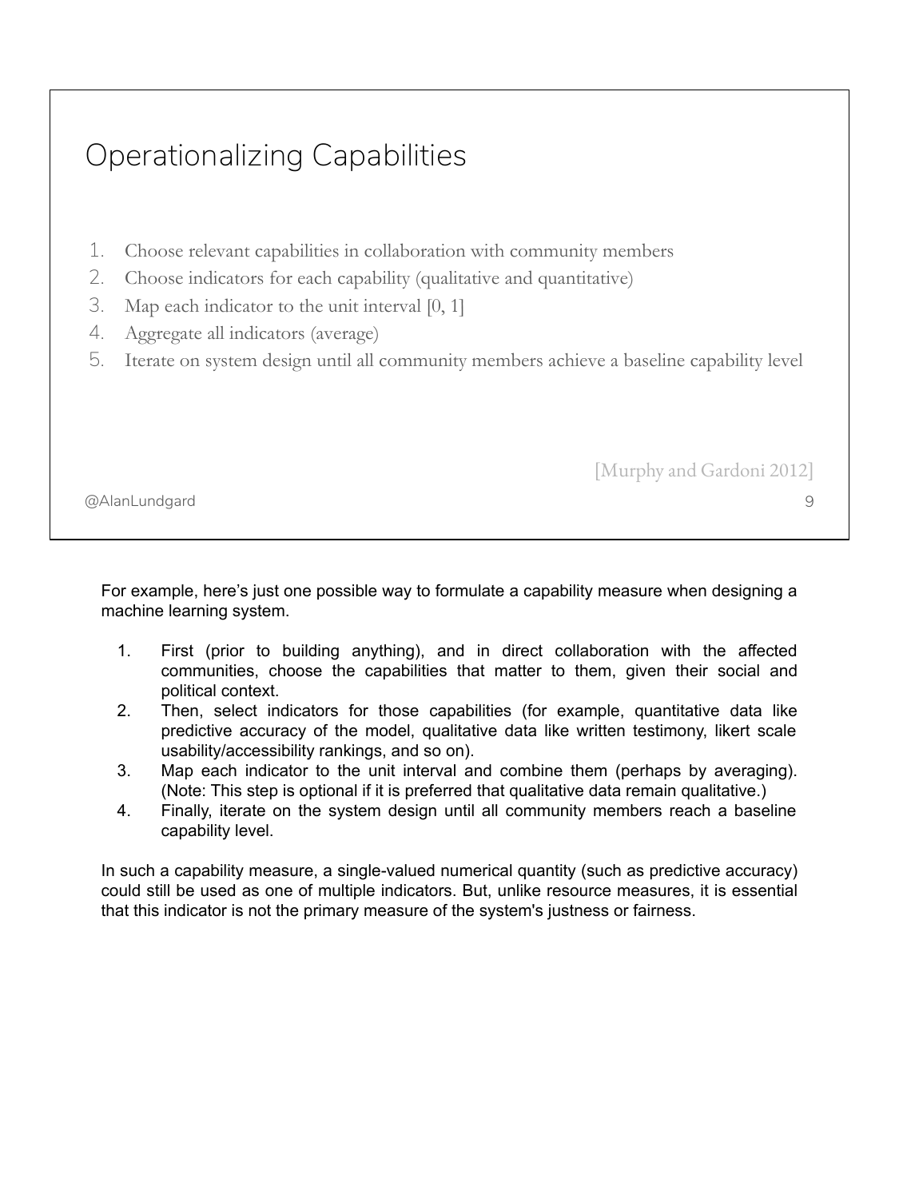## Operationalizing Capabilities

1. Choose relevant capabilities in collaboration with community members
2. Choose indicators for each capability (qualitative and quantitative)
3. Map each indicator to the unit interval [0, 1]
4. Aggregate all indicators (average)
5. Iterate on system design until all community members achieve a baseline capability level

[Murphy and Gardoni 2012]

@AlanLundgard

For example, here's just one possible way to formulate a capability measure when designing a machine learning system.

1. First (prior to building anything), and in direct collaboration with the affected communities, choose the capabilities that matter to them, given their social and political context.
2. Then, select indicators for those capabilities (for example, quantitative data like predictive accuracy of the model, qualitative data like written testimony, likert scale usability/accessibility rankings, and so on).
3. Map each indicator to the unit interval and combine them (perhaps by averaging). (Note: This step is optional if it is preferred that qualitative data remain qualitative.)
4. Finally, iterate on the system design until all community members reach a baseline capability level.

In such a capability measure, a single-valued numerical quantity (such as predictive accuracy) could still be used as one of multiple indicators. But, unlike resource measures, it is essential that this indicator is not the primary measure of the system's justness or fairness.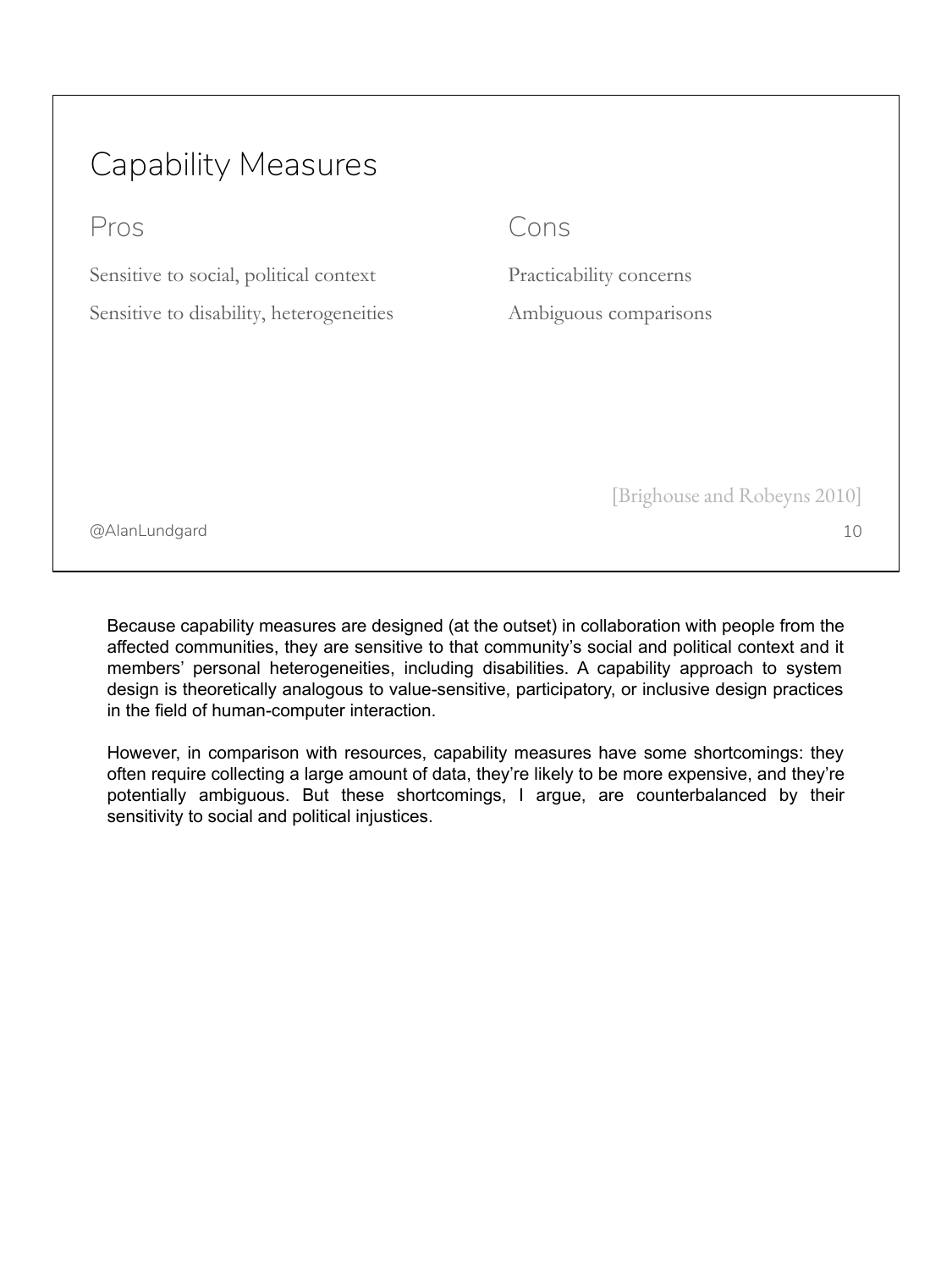## Capability Measures

| Pros | Cons |
| --- | --- |
| Sensitive to social, political context | Practicability concerns |
| Sensitive to disability, heterogeneities | Ambiguous comparisons |

[Brighouse and Robeyns 2010]

@AlanLundgard

Because capability measures are designed (at the outset) in collaboration with people from the affected communities, they are sensitive to that community's social and political context and it members' personal heterogeneities, including disabilities. A capability approach to system design is theoretically analogous to value-sensitive, participatory, or inclusive design practices in the field of human-computer interaction.

However, in comparison with resources, capability measures have some shortcomings: they often require collecting a large amount of data, they're likely to be more expensive, and they're potentially ambiguous. But these shortcomings, I argue, are counterbalanced by their sensitivity to social and political injustices.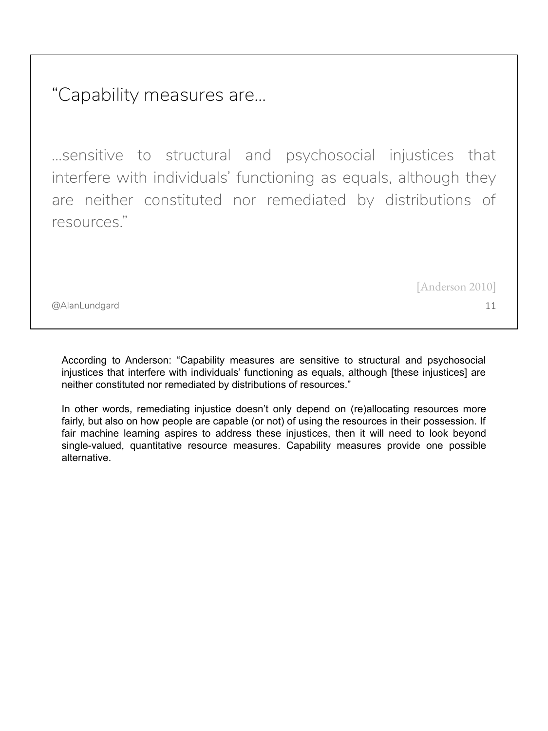## "Capability measures are…

…sensitive to structural and psychosocial injustices that interfere with individuals' functioning as equals, although they are neither constituted nor remediated by distributions of resources."

[Anderson 2010]

@AlanLundgard

According to Anderson: "Capability measures are sensitive to structural and psychosocial injustices that interfere with individuals' functioning as equals, although [these injustices] are neither constituted nor remediated by distributions of resources."

In other words, remediating injustice doesn't only depend on (re)allocating resources more fairly, but also on how people are capable (or not) of using the resources in their possession. If fair machine learning aspires to address these injustices, then it will need to look beyond single-valued, quantitative resource measures. Capability measures provide one possible alternative.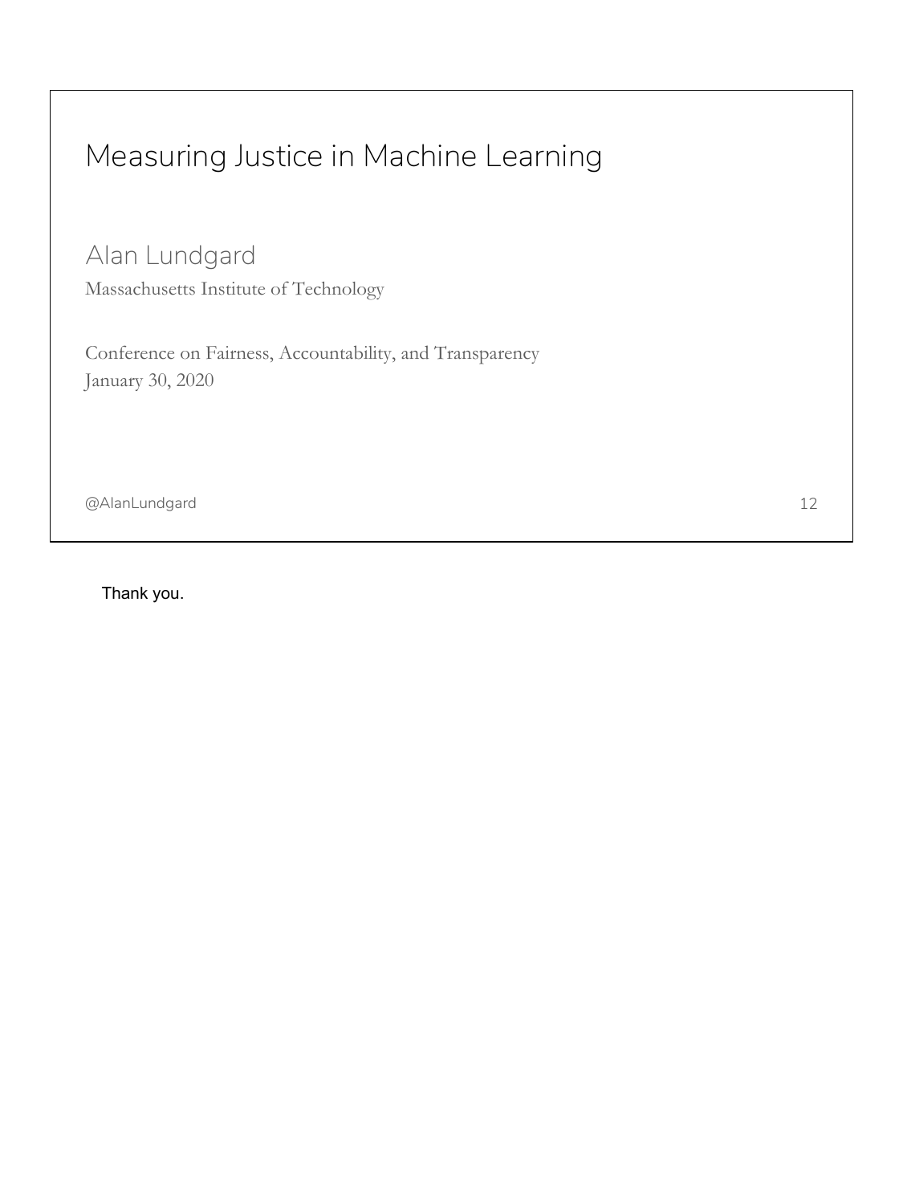# Measuring Justice in Machine Learning

Alan Lundgard

Massachusetts Institute of Technology

Conference on Fairness, Accountability, and Transparency

January 30, 2020

@AlanLundgard

Thank you.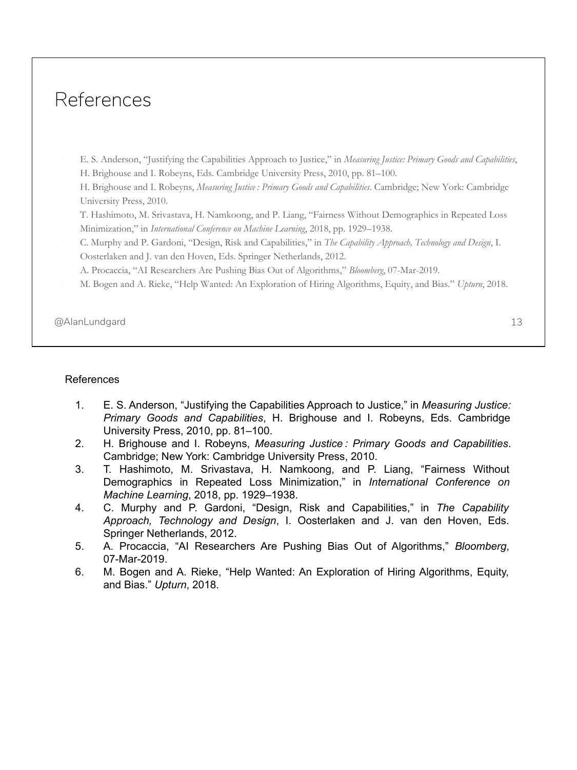# References

- E. S. Anderson, "Justifying the Capabilities Approach to Justice," in *Measuring Justice: Primary Goods and Capabilities*, H. Brighouse and I. Robeyns, Eds. Cambridge University Press, 2010, pp. 81–100.
- H. Brighouse and I. Robeyns, *Measuring Justice : Primary Goods and Capabilities*. Cambridge; New York: Cambridge University Press, 2010.
- T. Hashimoto, M. Srivastava, H. Namkoong, and P. Liang, "Fairness Without Demographics in Repeated Loss Minimization," in *International Conference on Machine Learning*, 2018, pp. 1929–1938.
- C. Murphy and P. Gardoni, "Design, Risk and Capabilities," in *The Capability Approach, Technology and Design*, I. Oosterlaken and J. van den Hoven, Eds. Springer Netherlands, 2012.
- A. Procaccia, "AI Researchers Are Pushing Bias Out of Algorithms," *Bloomberg*, 07-Mar-2019.
- M. Bogen and A. Rieke, "Help Wanted: An Exploration of Hiring Algorithms, Equity, and Bias." *Upturn*, 2018.

@AlanLundgard

References

1. E. S. Anderson, "Justifying the Capabilities Approach to Justice," in *Measuring Justice: Primary Goods and Capabilities*, H. Brighouse and I. Robeyns, Eds. Cambridge University Press, 2010, pp. 81–100.
2. H. Brighouse and I. Robeyns, *Measuring Justice : Primary Goods and Capabilities*. Cambridge; New York: Cambridge University Press, 2010.
3. T. Hashimoto, M. Srivastava, H. Namkoong, and P. Liang, "Fairness Without Demographics in Repeated Loss Minimization," in *International Conference on Machine Learning*, 2018, pp. 1929–1938.
4. C. Murphy and P. Gardoni, "Design, Risk and Capabilities," in *The Capability Approach, Technology and Design*, I. Oosterlaken and J. van den Hoven, Eds. Springer Netherlands, 2012.
5. A. Procaccia, "AI Researchers Are Pushing Bias Out of Algorithms," *Bloomberg*, 07-Mar-2019.
6. M. Bogen and A. Rieke, "Help Wanted: An Exploration of Hiring Algorithms, Equity, and Bias." *Upturn*, 2018.